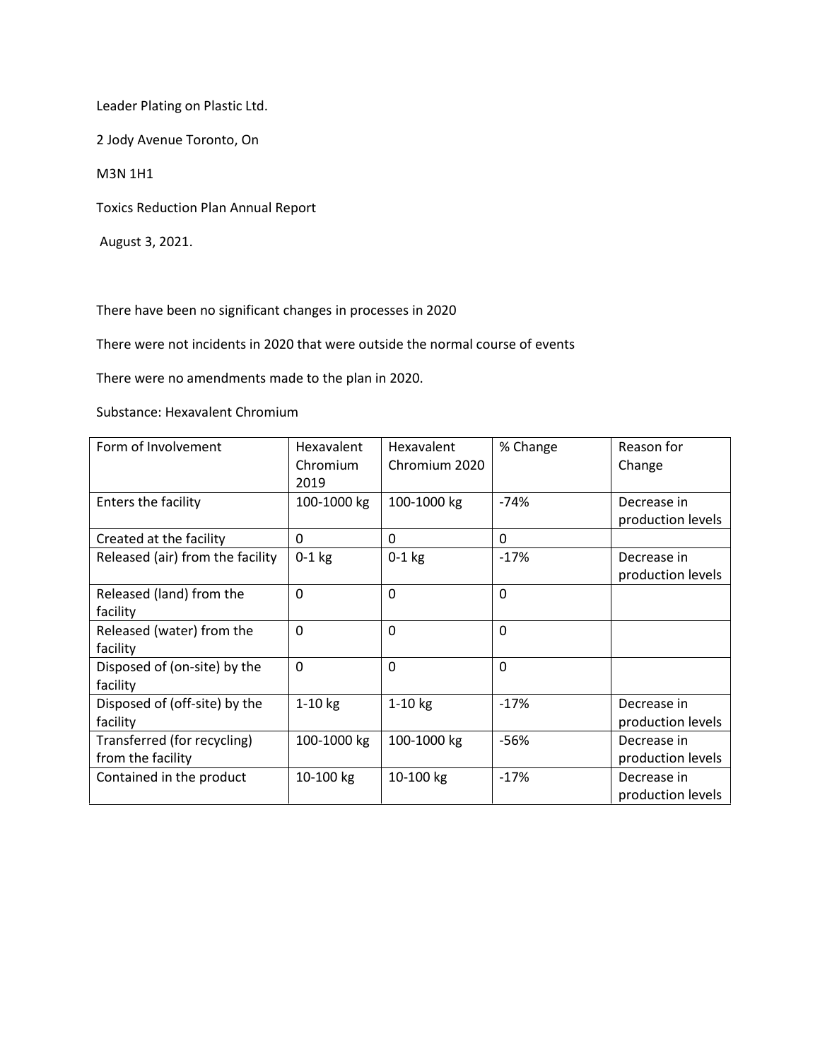Leader Plating on Plastic Ltd.

2 Jody Avenue Toronto, On

M3N 1H1

Toxics Reduction Plan Annual Report

August 3, 2021.

There have been no significant changes in processes in 2020

There were not incidents in 2020 that were outside the normal course of events

There were no amendments made to the plan in 2020.

Substance: Hexavalent Chromium

| Form of Involvement | Hexavalent Chromium 2019 | Hexavalent Chromium 2020 | % Change | Reason for Change |
|---|---|---|---|---|
| Enters the facility | 100-1000 kg | 100-1000 kg | -74% | Decrease in production levels |
| Created at the facility | 0 | 0 | 0 | |
| Released (air) from the facility | 0-1 kg | 0-1 kg | -17% | Decrease in production levels |
| Released (land) from the facility | 0 | 0 | 0 | |
| Released (water) from the facility | 0 | 0 | 0 | |
| Disposed of (on-site) by the facility | 0 | 0 | 0 | |
| Disposed of (off-site) by the facility | 1-10 kg | 1-10 kg | -17% | Decrease in production levels |
| Transferred (for recycling) from the facility | 100-1000 kg | 100-1000 kg | -56% | Decrease in production levels |
| Contained in the product | 10-100 kg | 10-100 kg | -17% | Decrease in production levels |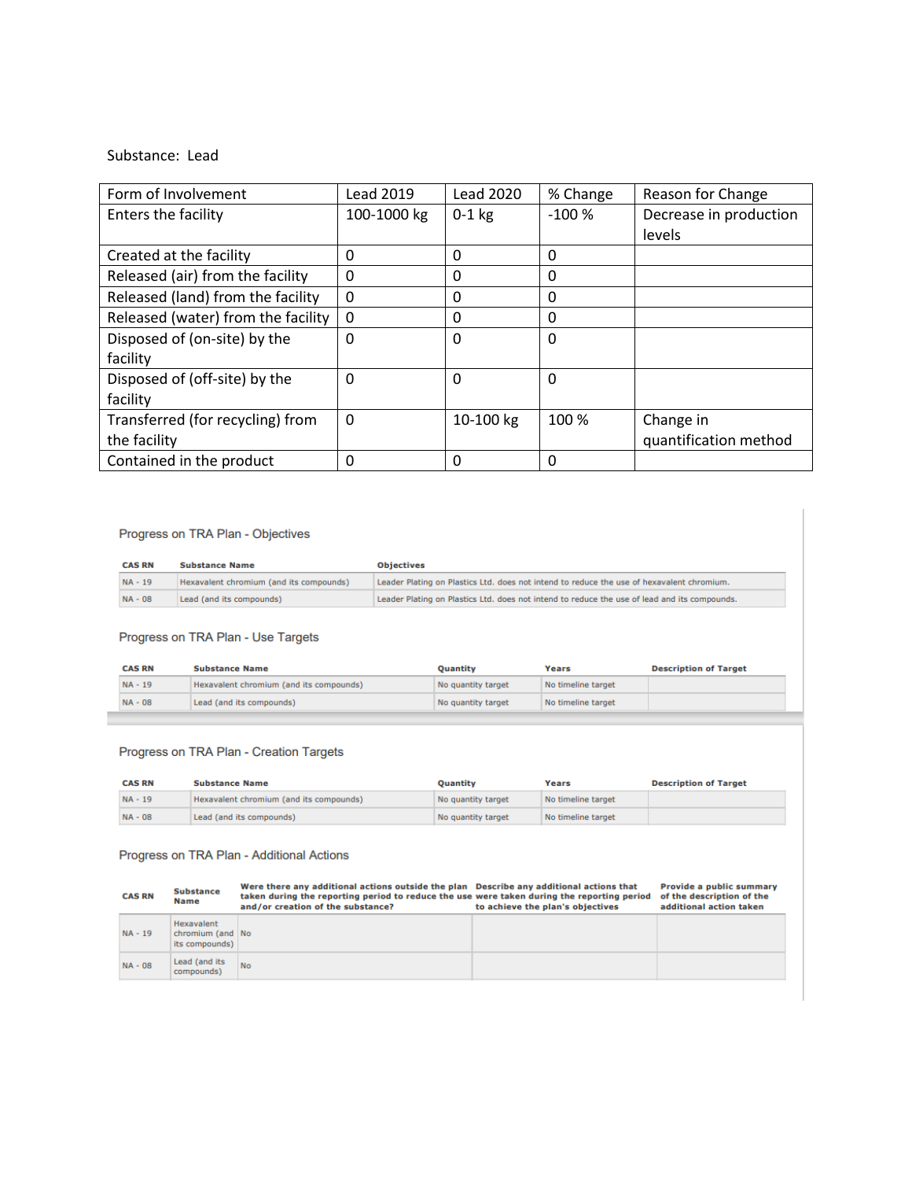Substance: Lead

| Form of Involvement | Lead 2019 | Lead 2020 | % Change | Reason for Change |
|---|---|---|---|---|
| Enters the facility | 100-1000 kg | 0-1 kg | -100 % | Decrease in production levels |
| Created at the facility | 0 | 0 | 0 | |
| Released (air) from the facility | 0 | 0 | 0 | |
| Released (land) from the facility | 0 | 0 | 0 | |
| Released (water) from the facility | 0 | 0 | 0 | |
| Disposed of (on-site) by the facility | 0 | 0 | 0 | |
| Disposed of (off-site) by the facility | 0 | 0 | 0 | |
| Transferred (for recycling) from the facility | 0 | 10-100 kg | 100 % | Change in quantification method |
| Contained in the product | 0 | 0 | 0 | |

## Progress on TRA Plan - Objectives

| CAS RN | Substance Name | Objectives |
|---|---|---|
| NA - 19 | Hexavalent chromium (and its compounds) | Leader Plating on Plastics Ltd. does not intend to reduce the use of hexavalent chromium. |
| NA - 08 | Lead (and its compounds) | Leader Plating on Plastics Ltd. does not intend to reduce the use of lead and its compounds. |

## Progress on TRA Plan - Use Targets

| CAS RN | Substance Name | Quantity | Years | Description of Target |
|---|---|---|---|---|
| NA - 19 | Hexavalent chromium (and its compounds) | No quantity target | No timeline target | |
| NA - 08 | Lead (and its compounds) | No quantity target | No timeline target | |

## Progress on TRA Plan - Creation Targets

| CAS RN | Substance Name | Quantity | Years | Description of Target |
|---|---|---|---|---|
| NA - 19 | Hexavalent chromium (and its compounds) | No quantity target | No timeline target | |
| NA - 08 | Lead (and its compounds) | No quantity target | No timeline target | |

## Progress on TRA Plan - Additional Actions

| CAS RN | Substance Name | Were there any additional actions outside the plan taken during the reporting period to reduce the use and/or creation of the substance? | Describe any additional actions that were taken during the reporting period to achieve the plan's objectives | Provide a public summary of the description of the additional action taken |
|---|---|---|---|---|
| NA - 19 | Hexavalent chromium (and its compounds) | No | | |
| NA - 08 | Lead (and its compounds) | No | | |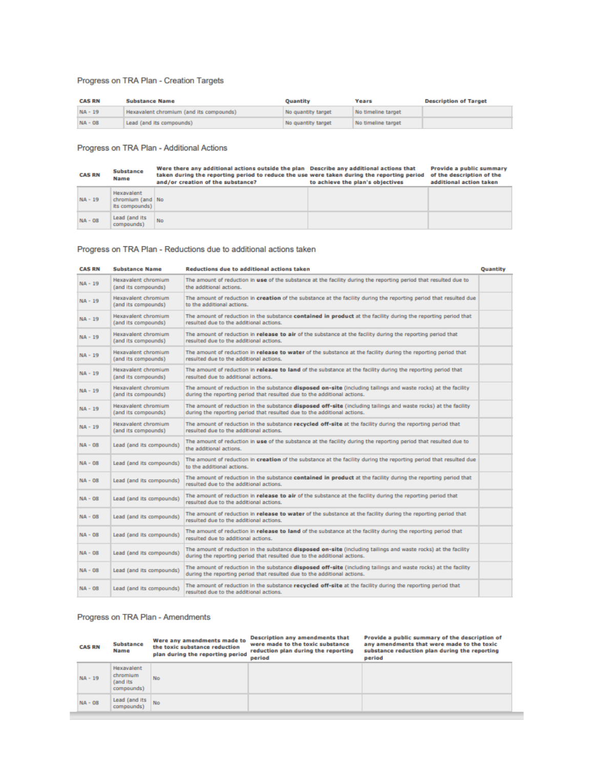## Progress on TRA Plan - Creation Targets

| CAS RN | Substance Name | Quantity | Years | Description of Target |
|---|---|---|---|---|
| NA - 19 | Hexavalent chromium (and its compounds) | No quantity target | No timeline target | |
| NA - 08 | Lead (and its compounds) | No quantity target | No timeline target | |

## Progress on TRA Plan - Additional Actions

| CAS RN | Substance Name | Were there any additional actions outside the plan taken during the reporting period to reduce the use and/or creation of the substance? | Describe any additional actions that were taken during the reporting period to achieve the plan's objectives | Provide a public summary of the description of the additional action taken |
|---|---|---|---|---|
| NA - 19 | Hexavalent chromium (and its compounds) | No | | |
| NA - 08 | Lead (and its compounds) | No | | |

## Progress on TRA Plan - Reductions due to additional actions taken

| CAS RN | Substance Name | Reductions due to additional actions taken | Quantity |
|---|---|---|---|
| NA - 19 | Hexavalent chromium (and its compounds) | The amount of reduction in **use** of the substance at the facility during the reporting period that resulted due to the additional actions. | |
| NA - 19 | Hexavalent chromium (and its compounds) | The amount of reduction in **creation** of the substance at the facility during the reporting period that resulted due to the additional actions. | |
| NA - 19 | Hexavalent chromium (and its compounds) | The amount of reduction in the substance **contained in product** at the facility during the reporting period that resulted due to the additional actions. | |
| NA - 19 | Hexavalent chromium (and its compounds) | The amount of reduction in **release to air** of the substance at the facility during the reporting period that resulted due to the additional actions. | |
| NA - 19 | Hexavalent chromium (and its compounds) | The amount of reduction in **release to water** of the substance at the facility during the reporting period that resulted due to the additional actions. | |
| NA - 19 | Hexavalent chromium (and its compounds) | The amount of reduction in **release to land** of the substance at the facility during the reporting period that resulted due to the additional actions. | |
| NA - 19 | Hexavalent chromium (and its compounds) | The amount of reduction in the substance **disposed on-site** (including tailings and waste rocks) at the facility during the reporting period that resulted due to the additional actions. | |
| NA - 19 | Hexavalent chromium (and its compounds) | The amount of reduction in the substance **disposed off-site** (including tailings and waste rocks) at the facility during the reporting period that resulted due to the additional actions. | |
| NA - 19 | Hexavalent chromium (and its compounds) | The amount of reduction in the substance **recycled off-site** at the facility during the reporting period that resulted due to the additional actions. | |
| NA - 08 | Lead (and its compounds) | The amount of reduction in **use** of the substance at the facility during the reporting period that resulted due to the additional actions. | |
| NA - 08 | Lead (and its compounds) | The amount of reduction in **creation** of the substance at the facility during the reporting period that resulted due to the additional actions. | |
| NA - 08 | Lead (and its compounds) | The amount of reduction in the substance **contained in product** at the facility during the reporting period that resulted due to the additional actions. | |
| NA - 08 | Lead (and its compounds) | The amount of reduction in **release to air** of the substance at the facility during the reporting period that resulted due to the additional actions. | |
| NA - 08 | Lead (and its compounds) | The amount of reduction in **release to water** of the substance at the facility during the reporting period that resulted due to the additional actions. | |
| NA - 08 | Lead (and its compounds) | The amount of reduction in **release to land** of the substance at the facility during the reporting period that resulted due to additional actions. | |
| NA - 08 | Lead (and its compounds) | The amount of reduction in the substance **disposed on-site** (including tailings and waste rocks) at the facility during the reporting period that resulted due to the additional actions. | |
| NA - 08 | Lead (and its compounds) | The amount of reduction in the substance **disposed off-site** (including tailings and waste rocks) at the facility during the reporting period that resulted due to the additional actions. | |
| NA - 08 | Lead (and its compounds) | The amount of reduction in the substance **recycled off-site** at the facility during the reporting period that resulted due to the additional actions. | |

## Progress on TRA Plan - Amendments

| CAS RN | Substance Name | Were any amendments made to the toxic substance reduction plan during the reporting period | Description any amendments that were made to the toxic substance reduction plan during the reporting period | Provide a public summary of the description of any amendments that were made to the toxic substance reduction plan during the reporting period |
|---|---|---|---|---|
| NA - 19 | Hexavalent chromium (and its compounds) | No | | |
| NA - 08 | Lead (and its compounds) | No | | |